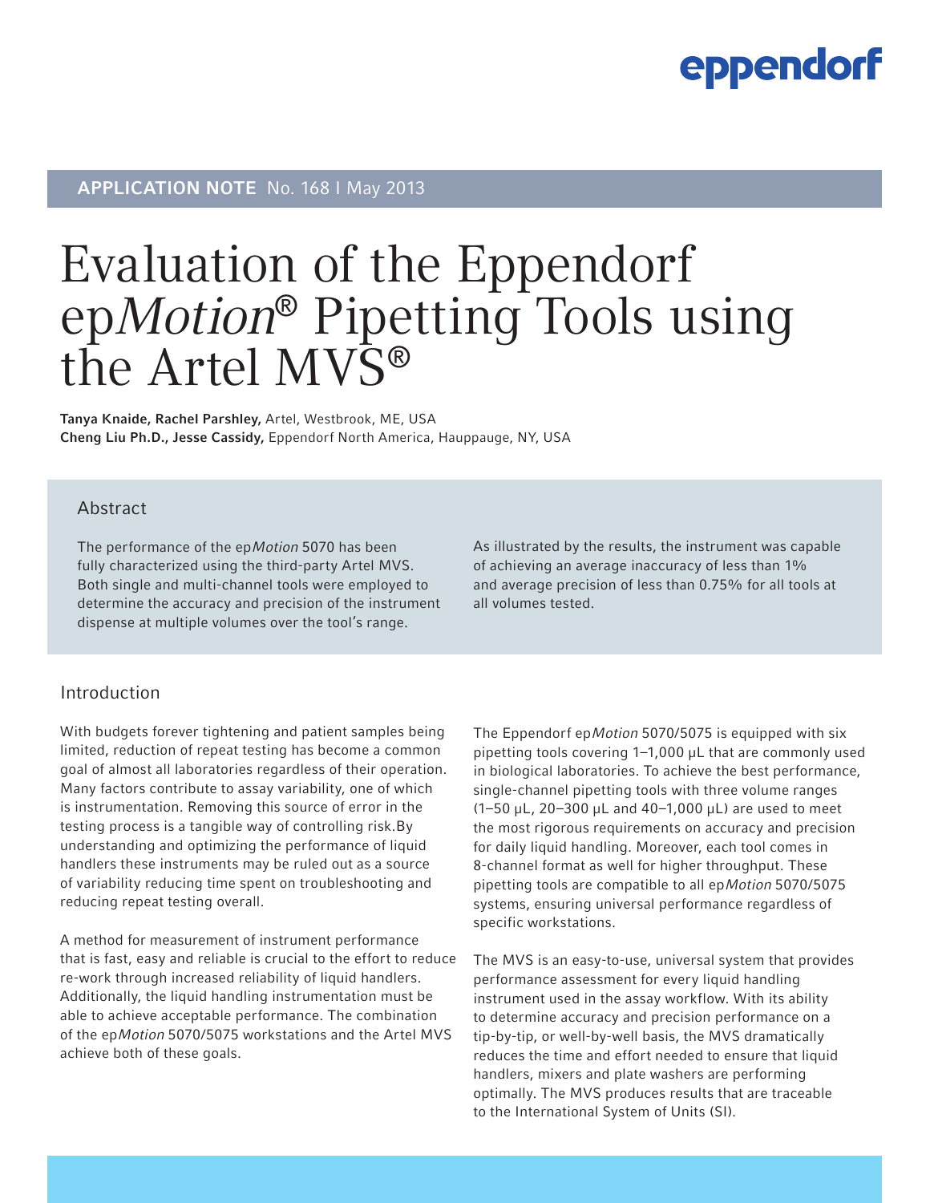**APPLICATION NOTE** No. 168 I May 2013

# Evaluation of the Eppendorf ep*Motion*® Pipetting Tools using the Artel MVS®

**Tanya Knaide, Rachel Parshley,** Artel, Westbrook, ME, USA
**Cheng Liu Ph.D., Jesse Cassidy,** Eppendorf North America, Hauppauge, NY, USA

## Abstract

The performance of the ep*Motion* 5070 has been fully characterized using the third-party Artel MVS. Both single and multi-channel tools were employed to determine the accuracy and precision of the instrument dispense at multiple volumes over the tool's range.

As illustrated by the results, the instrument was capable of achieving an average inaccuracy of less than 1% and average precision of less than 0.75% for all tools at all volumes tested.

## Introduction

With budgets forever tightening and patient samples being limited, reduction of repeat testing has become a common goal of almost all laboratories regardless of their operation. Many factors contribute to assay variability, one of which is instrumentation. Removing this source of error in the testing process is a tangible way of controlling risk.By understanding and optimizing the performance of liquid handlers these instruments may be ruled out as a source of variability reducing time spent on troubleshooting and reducing repeat testing overall.

A method for measurement of instrument performance that is fast, easy and reliable is crucial to the effort to reduce re-work through increased reliability of liquid handlers. Additionally, the liquid handling instrumentation must be able to achieve acceptable performance. The combination of the ep*Motion* 5070/5075 workstations and the Artel MVS achieve both of these goals.

The Eppendorf ep*Motion* 5070/5075 is equipped with six pipetting tools covering 1–1,000 µL that are commonly used in biological laboratories. To achieve the best performance, single-channel pipetting tools with three volume ranges (1–50 µL, 20–300 µL and 40–1,000 µL) are used to meet the most rigorous requirements on accuracy and precision for daily liquid handling. Moreover, each tool comes in 8-channel format as well for higher throughput. These pipetting tools are compatible to all ep*Motion* 5070/5075 systems, ensuring universal performance regardless of specific workstations.

The MVS is an easy-to-use, universal system that provides performance assessment for every liquid handling instrument used in the assay workflow. With its ability to determine accuracy and precision performance on a tip-by-tip, or well-by-well basis, the MVS dramatically reduces the time and effort needed to ensure that liquid handlers, mixers and plate washers are performing optimally. The MVS produces results that are traceable to the International System of Units (SI).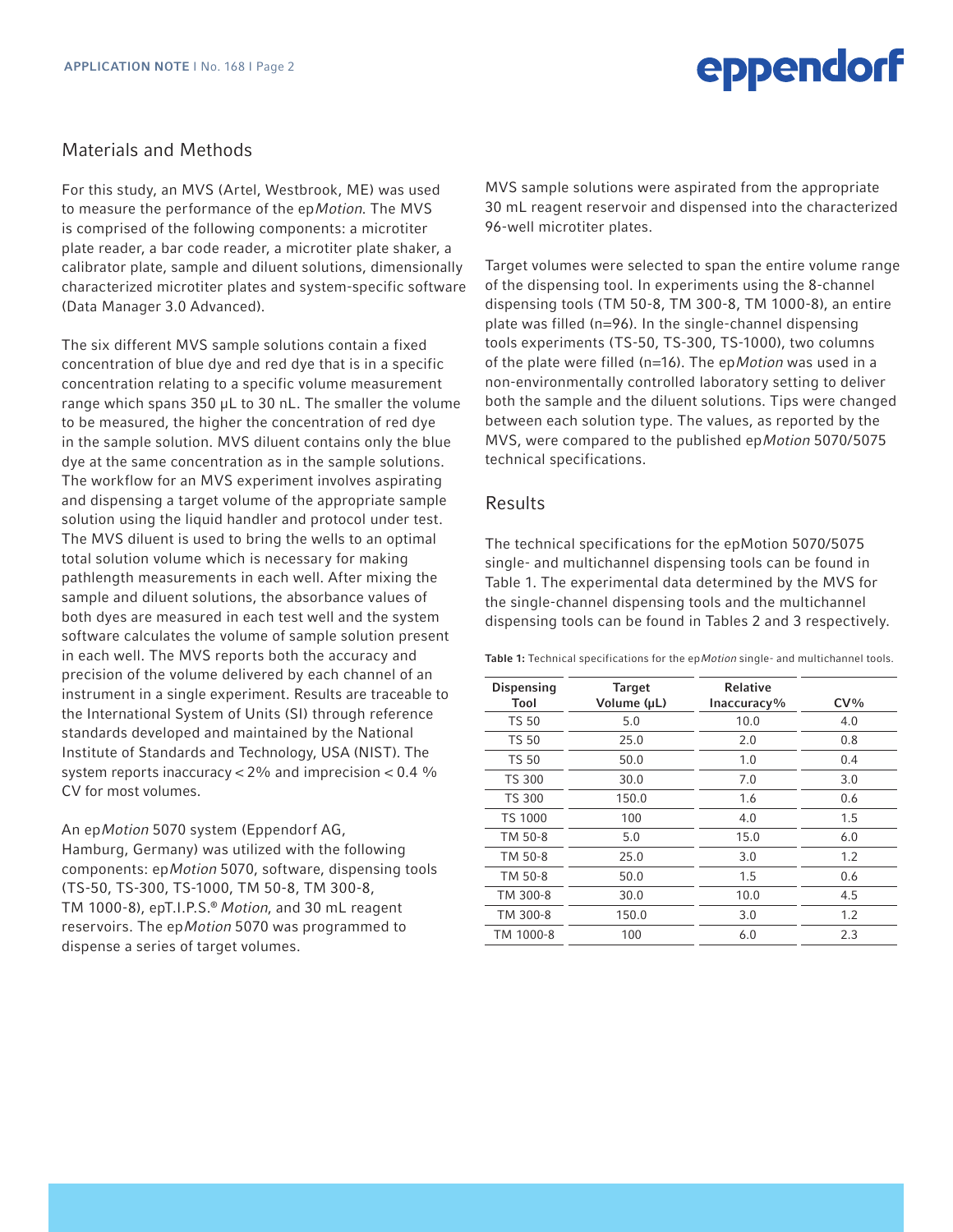## Materials and Methods

For this study, an MVS (Artel, Westbrook, ME) was used to measure the performance of the ep*Motion*. The MVS is comprised of the following components: a microtiter plate reader, a bar code reader, a microtiter plate shaker, a calibrator plate, sample and diluent solutions, dimensionally characterized microtiter plates and system-specific software (Data Manager 3.0 Advanced).

The six different MVS sample solutions contain a fixed concentration of blue dye and red dye that is in a specific concentration relating to a specific volume measurement range which spans 350 µL to 30 nL. The smaller the volume to be measured, the higher the concentration of red dye in the sample solution. MVS diluent contains only the blue dye at the same concentration as in the sample solutions. The workflow for an MVS experiment involves aspirating and dispensing a target volume of the appropriate sample solution using the liquid handler and protocol under test. The MVS diluent is used to bring the wells to an optimal total solution volume which is necessary for making pathlength measurements in each well. After mixing the sample and diluent solutions, the absorbance values of both dyes are measured in each test well and the system software calculates the volume of sample solution present in each well. The MVS reports both the accuracy and precision of the volume delivered by each channel of an instrument in a single experiment. Results are traceable to the International System of Units (SI) through reference standards developed and maintained by the National Institute of Standards and Technology, USA (NIST). The system reports inaccuracy < 2% and imprecision < 0.4 % CV for most volumes.

An ep*Motion* 5070 system (Eppendorf AG, Hamburg, Germany) was utilized with the following components: ep*Motion* 5070, software, dispensing tools (TS-50, TS-300, TS-1000, TM 50-8, TM 300-8, TM 1000-8), epT.I.P.S.® *Motion*, and 30 mL reagent reservoirs. The ep*Motion* 5070 was programmed to dispense a series of target volumes.

MVS sample solutions were aspirated from the appropriate 30 mL reagent reservoir and dispensed into the characterized 96-well microtiter plates.

Target volumes were selected to span the entire volume range of the dispensing tool. In experiments using the 8-channel dispensing tools (TM 50-8, TM 300-8, TM 1000-8), an entire plate was filled (n=96). In the single-channel dispensing tools experiments (TS-50, TS-300, TS-1000), two columns of the plate were filled (n=16). The ep*Motion* was used in a non-environmentally controlled laboratory setting to deliver both the sample and the diluent solutions. Tips were changed between each solution type. The values, as reported by the MVS, were compared to the published ep*Motion* 5070/5075 technical specifications.

## Results

The technical specifications for the epMotion 5070/5075 single- and multichannel dispensing tools can be found in Table 1. The experimental data determined by the MVS for the single-channel dispensing tools and the multichannel dispensing tools can be found in Tables 2 and 3 respectively.

**Table 1:** Technical specifications for the ep*Motion* single- and multichannel tools.

| Dispensing Tool | Target Volume (µL) | Relative Inaccuracy% | CV% |
|---|---|---|---|
| TS 50 | 5.0 | 10.0 | 4.0 |
| TS 50 | 25.0 | 2.0 | 0.8 |
| TS 50 | 50.0 | 1.0 | 0.4 |
| TS 300 | 30.0 | 7.0 | 3.0 |
| TS 300 | 150.0 | 1.6 | 0.6 |
| TS 1000 | 100 | 4.0 | 1.5 |
| TM 50-8 | 5.0 | 15.0 | 6.0 |
| TM 50-8 | 25.0 | 3.0 | 1.2 |
| TM 50-8 | 50.0 | 1.5 | 0.6 |
| TM 300-8 | 30.0 | 10.0 | 4.5 |
| TM 300-8 | 150.0 | 3.0 | 1.2 |
| TM 1000-8 | 100 | 6.0 | 2.3 |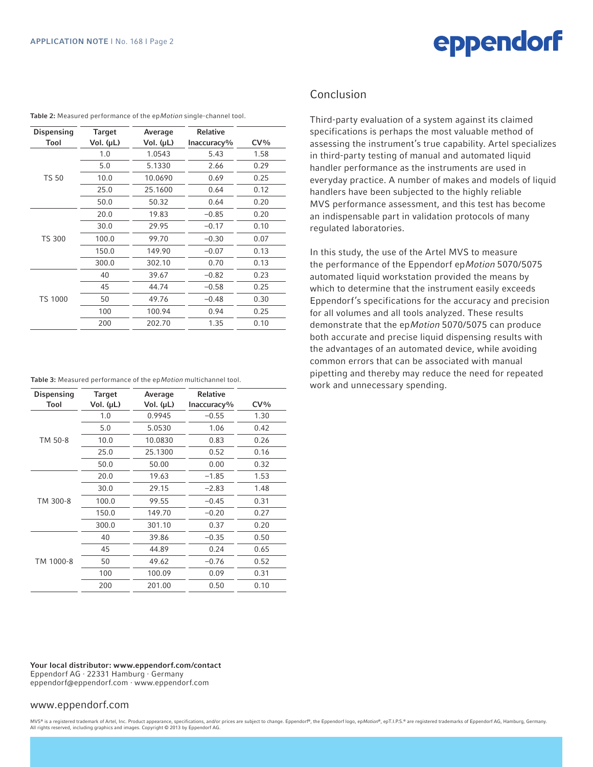**Table 2:** Measured performance of the ep*Motion* single-channel tool.

| Dispensing Tool | Target Vol. (µL) | Average Vol. (µL) | Relative Inaccuracy% | CV% |
|---|---|---|---|---|
| TS 50 | 1.0 | 1.0543 | 5.43 | 1.58 |
| | 5.0 | 5.1330 | 2.66 | 0.29 |
| | 10.0 | 10.0690 | 0.69 | 0.25 |
| | 25.0 | 25.1600 | 0.64 | 0.12 |
| | 50.0 | 50.32 | 0.64 | 0.20 |
| TS 300 | 20.0 | 19.83 | −0.85 | 0.20 |
| | 30.0 | 29.95 | −0.17 | 0.10 |
| | 100.0 | 99.70 | −0.30 | 0.07 |
| | 150.0 | 149.90 | −0.07 | 0.13 |
| | 300.0 | 302.10 | 0.70 | 0.13 |
| TS 1000 | 40 | 39.67 | −0.82 | 0.23 |
| | 45 | 44.74 | −0.58 | 0.25 |
| | 50 | 49.76 | −0.48 | 0.30 |
| | 100 | 100.94 | 0.94 | 0.25 |
| | 200 | 202.70 | 1.35 | 0.10 |

**Table 3:** Measured performance of the ep*Motion* multichannel tool.

| Dispensing Tool | Target Vol. (µL) | Average Vol. (µL) | Relative Inaccuracy% | CV% |
|---|---|---|---|---|
| TM 50-8 | 1.0 | 0.9945 | −0.55 | 1.30 |
| | 5.0 | 5.0530 | 1.06 | 0.42 |
| | 10.0 | 10.0830 | 0.83 | 0.26 |
| | 25.0 | 25.1300 | 0.52 | 0.16 |
| | 50.0 | 50.00 | 0.00 | 0.32 |
| TM 300-8 | 20.0 | 19.63 | −1.85 | 1.53 |
| | 30.0 | 29.15 | −2.83 | 1.48 |
| | 100.0 | 99.55 | −0.45 | 0.31 |
| | 150.0 | 149.70 | −0.20 | 0.27 |
| | 300.0 | 301.10 | 0.37 | 0.20 |
| TM 1000-8 | 40 | 39.86 | −0.35 | 0.50 |
| | 45 | 44.89 | 0.24 | 0.65 |
| | 50 | 49.62 | −0.76 | 0.52 |
| | 100 | 100.09 | 0.09 | 0.31 |
| | 200 | 201.00 | 0.50 | 0.10 |

## Conclusion

Third-party evaluation of a system against its claimed specifications is perhaps the most valuable method of assessing the instrument's true capability. Artel specializes in third-party testing of manual and automated liquid handler performance as the instruments are used in everyday practice. A number of makes and models of liquid handlers have been subjected to the highly reliable MVS performance assessment, and this test has become an indispensable part in validation protocols of many regulated laboratories.

In this study, the use of the Artel MVS to measure the performance of the Eppendorf ep*Motion* 5070/5075 automated liquid workstation provided the means by which to determine that the instrument easily exceeds Eppendorf's specifications for the accuracy and precision for all volumes and all tools analyzed. These results demonstrate that the ep*Motion* 5070/5075 can produce both accurate and precise liquid dispensing results with the advantages of an automated device, while avoiding common errors that can be associated with manual pipetting and thereby may reduce the need for repeated work and unnecessary spending.

**Your local distributor: www.eppendorf.com/contact**
Eppendorf AG · 22331 Hamburg · Germany
eppendorf@eppendorf.com · www.eppendorf.com

www.eppendorf.com

MVS® is a registered trademark of Artel, Inc. Product appearance, specifications, and/or prices are subject to change. Eppendorf®, the Eppendorf logo, ep*Motion*®, epT.I.P.S.® are registered trademarks of Eppendorf AG, Hamburg, Germany. All rights reserved, including graphics and images. Copyright © 2013 by Eppendorf AG.